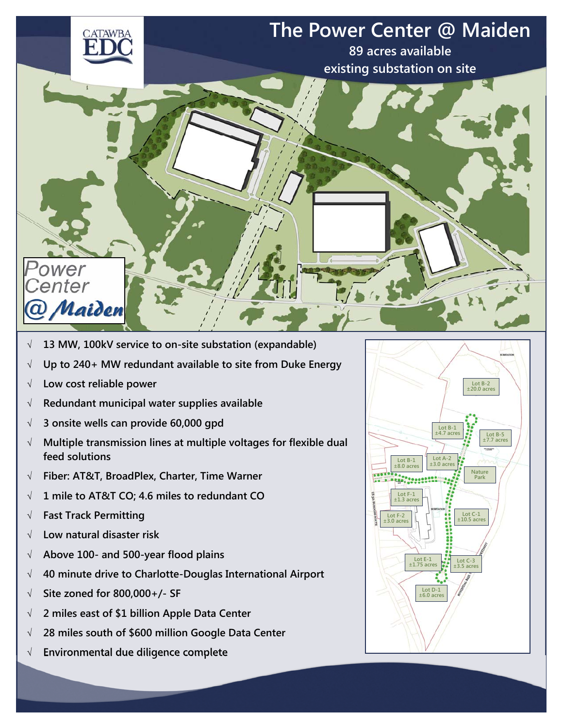# The Power Center @ Maiden

**89 acres available**

**existing substation on site**

- √ **13 MW, 100kV service to on-site substation (expandable)**
- √ **Up to 240+ MW redundant available to site from Duke Energy**
- √ **Low cost reliable power**
- √ **Redundant municipal water supplies available**
- √ **3 onsite wells can provide 60,000 gpd**
- √ **Multiple transmission lines at multiple voltages for flexible dual feed solutions**
- √ **Fiber: AT&T, BroadPlex, Charter, Time Warner**
- √ **1 mile to AT&T CO; 4.6 miles to redundant CO**
- √ **Fast Track Permitting**
- √ **Low natural disaster risk**
- √ **Above 100- and 500-year flood plains**
- √ **40 minute drive to Charlotte-Douglas International Airport**
- √ **Site zoned for 800,000+/- SF**
- √ **2 miles east of $1 billion Apple Data Center**
- √ **28 miles south of $600 million Google Data Center**
- √ **Environmental due diligence complete**

Lot B-2 ±20.0 acres
Lot B-1 ±4.7 acres
Lot B-5 ±7.7 acres
Lot B-1 ±8.0 acres
Lot A-2 ±3.0 acres
Nature Park
Lot F-1 ±1.3 acres
Lot F-2 ±3.0 acres
Lot C-1 ±10.5 acres
Lot E-1 ±1.75 acres
Lot C-3 ±3.5 acres
Lot D-1 ±6.0 acres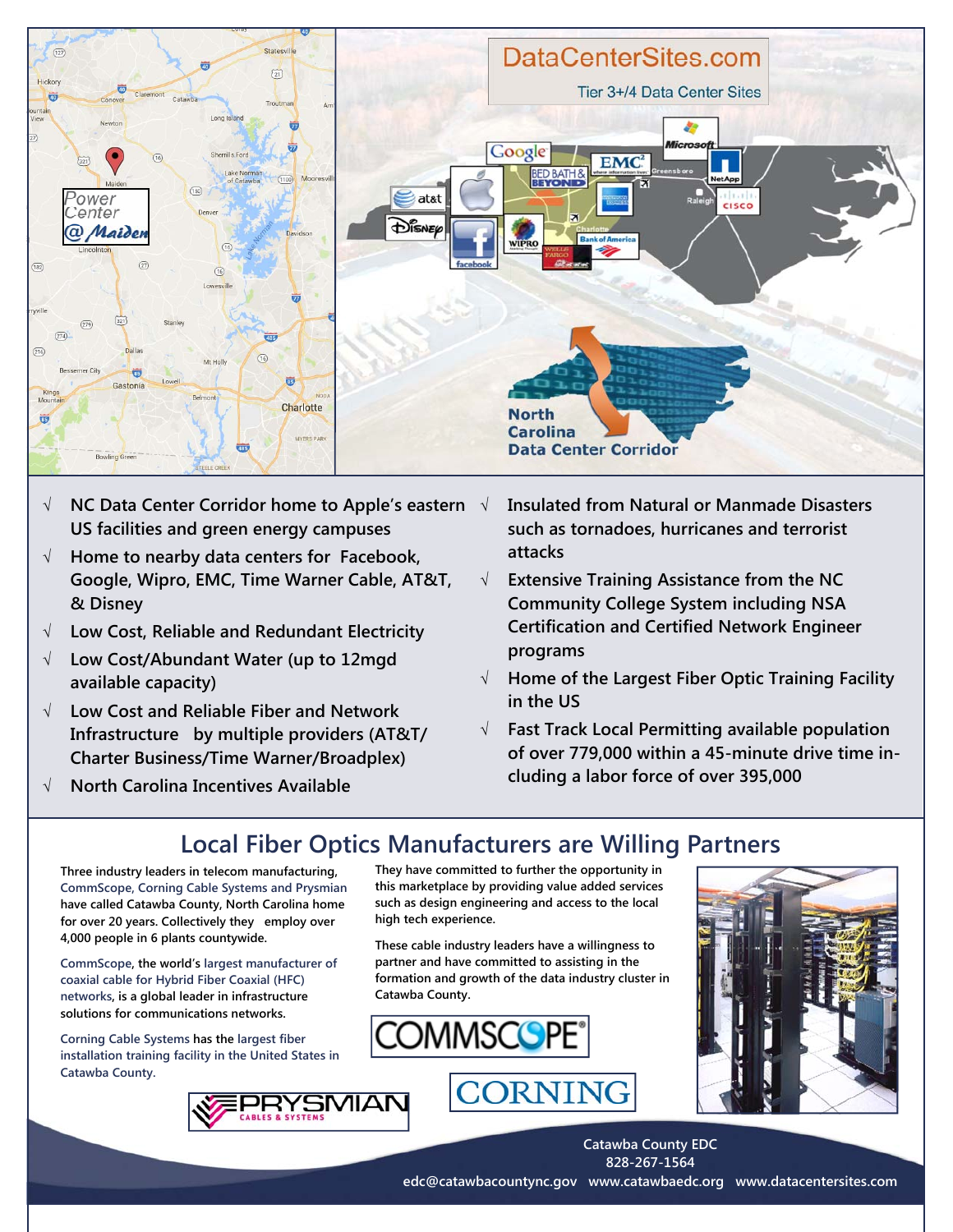DataCenterSites.com

Tier 3+/4 Data Center Sites

Power Center @ Maiden

North Carolina Data Center Corridor

- √ NC Data Center Corridor home to Apple's eastern US facilities and green energy campuses
- √ Home to nearby data centers for Facebook, Google, Wipro, EMC, Time Warner Cable, AT&T, & Disney
- √ Low Cost, Reliable and Redundant Electricity
- √ Low Cost/Abundant Water (up to 12mgd available capacity)
- √ Low Cost and Reliable Fiber and Network Infrastructure by multiple providers (AT&T/ Charter Business/Time Warner/Broadplex)
- √ North Carolina Incentives Available
- √ Insulated from Natural or Manmade Disasters such as tornadoes, hurricanes and terrorist attacks
- √ Extensive Training Assistance from the NC Community College System including NSA Certification and Certified Network Engineer programs
- √ Home of the Largest Fiber Optic Training Facility in the US
- √ Fast Track Local Permitting available population of over 779,000 within a 45-minute drive time including a labor force of over 395,000

## Local Fiber Optics Manufacturers are Willing Partners

Three industry leaders in telecom manufacturing, CommScope, Corning Cable Systems and Prysmian have called Catawba County, North Carolina home for over 20 years. Collectively they employ over 4,000 people in 6 plants countywide.

CommScope, the world's largest manufacturer of coaxial cable for Hybrid Fiber Coaxial (HFC) networks, is a global leader in infrastructure solutions for communications networks.

Corning Cable Systems has the largest fiber installation training facility in the United States in Catawba County.

They have committed to further the opportunity in this marketplace by providing value added services such as design engineering and access to the local high tech experience.

These cable industry leaders have a willingness to partner and have committed to assisting in the formation and growth of the data industry cluster in Catawba County.

Catawba County EDC
828-267-1564
edc@catawbacountync.gov www.catawbaedc.org www.datacentersites.com